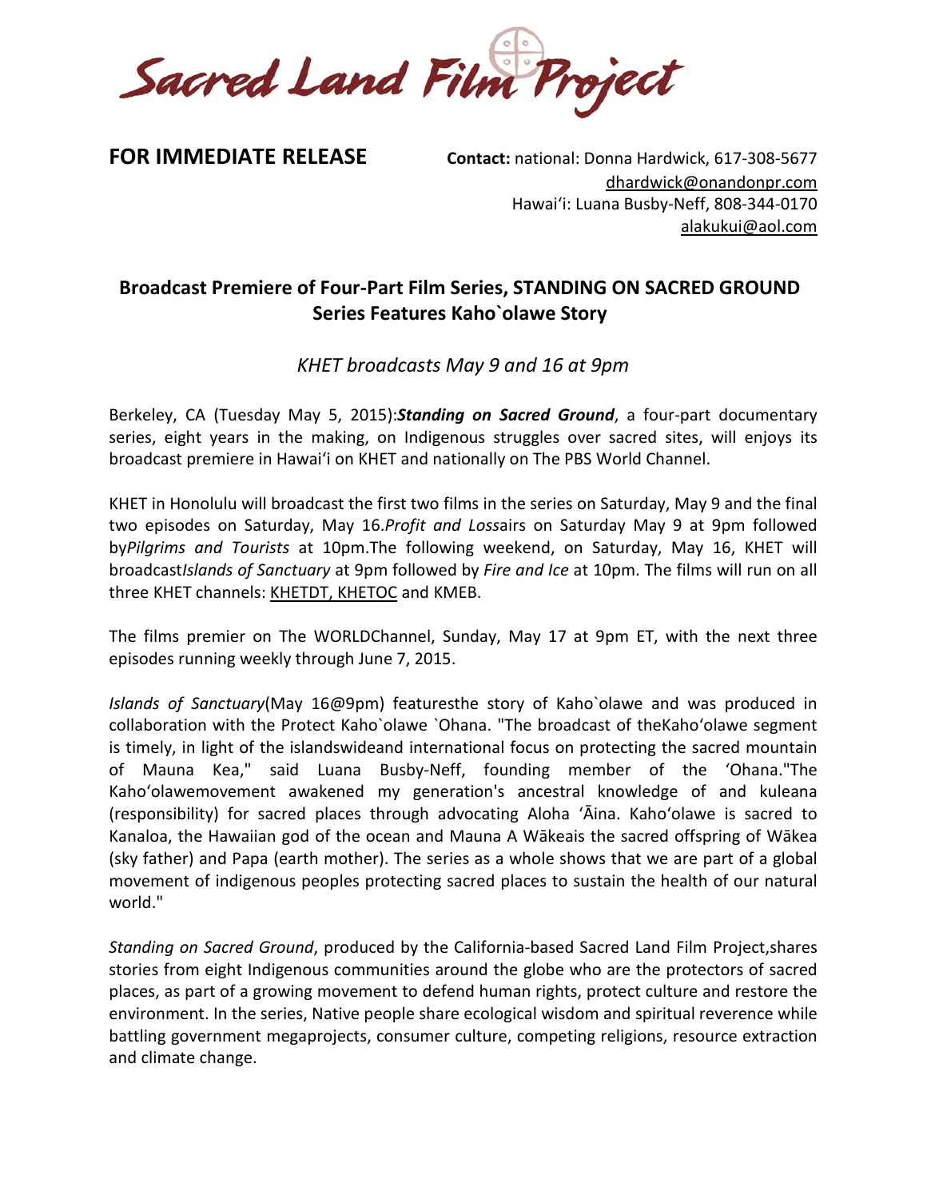Sacred Land Film Project

**FOR IMMEDIATE RELEASE**

**Contact:** national: Donna Hardwick, 617-308-5677
dhardwick@onandonpr.com
Hawaiʻi: Luana Busby-Neff, 808-344-0170
alakukui@aol.com

## Broadcast Premiere of Four-Part Film Series, STANDING ON SACRED GROUND Series Features Kaho`olawe Story

*KHET broadcasts May 9 and 16 at 9pm*

Berkeley, CA (Tuesday May 5, 2015):***Standing on Sacred Ground***, a four-part documentary series, eight years in the making, on Indigenous struggles over sacred sites, will enjoys its broadcast premiere in Hawaiʻi on KHET and nationally on The PBS World Channel.

KHET in Honolulu will broadcast the first two films in the series on Saturday, May 9 and the final two episodes on Saturday, May 16.*Profit and Loss*airs on Saturday May 9 at 9pm followed by*Pilgrims and Tourists* at 10pm.The following weekend, on Saturday, May 16, KHET will broadcast*Islands of Sanctuary* at 9pm followed by *Fire and Ice* at 10pm. The films will run on all three KHET channels: KHETDT, KHETOC and KMEB.

The films premier on The WORLDChannel, Sunday, May 17 at 9pm ET, with the next three episodes running weekly through June 7, 2015.

*Islands of Sanctuary*(May 16@9pm) featuresthe story of Kaho`olawe and was produced in collaboration with the Protect Kaho`olawe `Ohana. "The broadcast of theKahoʻolawe segment is timely, in light of the islandswideand international focus on protecting the sacred mountain of Mauna Kea," said Luana Busby-Neff, founding member of the ʻOhana."The Kahoʻolawemovement awakened my generation's ancestral knowledge of and kuleana (responsibility) for sacred places through advocating Aloha ʻĀina. Kahoʻolawe is sacred to Kanaloa, the Hawaiian god of the ocean and Mauna A Wākeais the sacred offspring of Wākea (sky father) and Papa (earth mother). The series as a whole shows that we are part of a global movement of indigenous peoples protecting sacred places to sustain the health of our natural world."

*Standing on Sacred Ground*, produced by the California-based Sacred Land Film Project,shares stories from eight Indigenous communities around the globe who are the protectors of sacred places, as part of a growing movement to defend human rights, protect culture and restore the environment. In the series, Native people share ecological wisdom and spiritual reverence while battling government megaprojects, consumer culture, competing religions, resource extraction and climate change.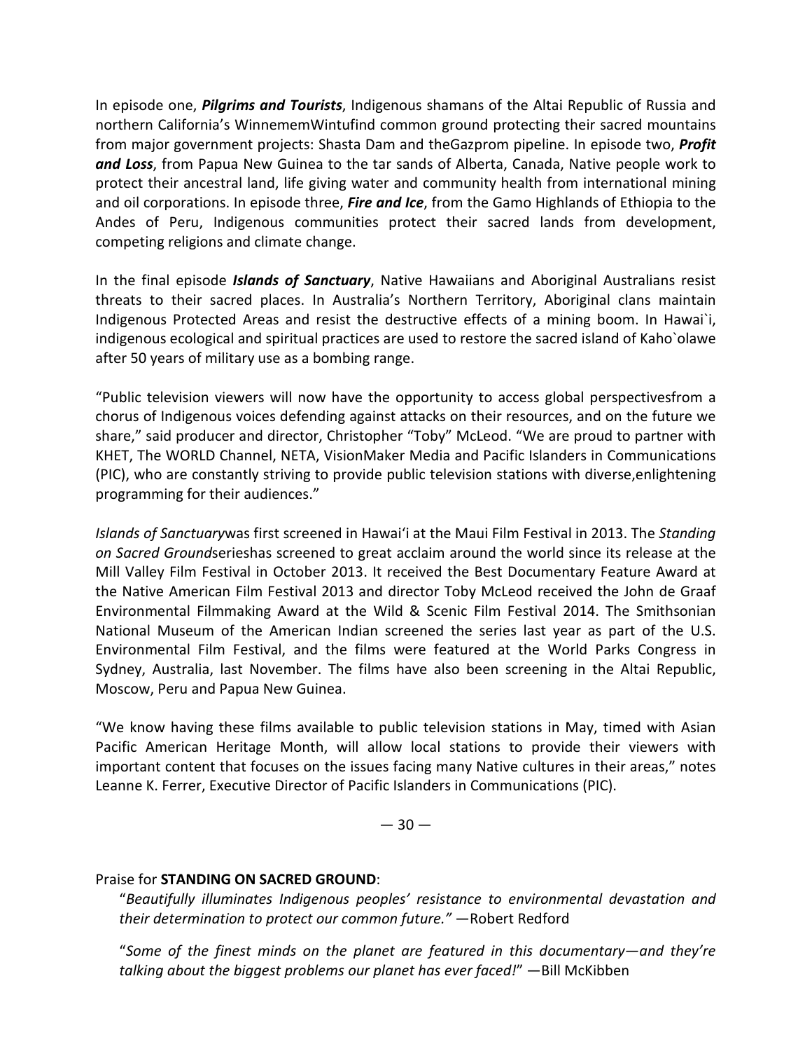In episode one, ***Pilgrims and Tourists***, Indigenous shamans of the Altai Republic of Russia and northern California's WinnememWintufind common ground protecting their sacred mountains from major government projects: Shasta Dam and theGazprom pipeline. In episode two, ***Profit and Loss***, from Papua New Guinea to the tar sands of Alberta, Canada, Native people work to protect their ancestral land, life giving water and community health from international mining and oil corporations. In episode three, ***Fire and Ice***, from the Gamo Highlands of Ethiopia to the Andes of Peru, Indigenous communities protect their sacred lands from development, competing religions and climate change.

In the final episode ***Islands of Sanctuary***, Native Hawaiians and Aboriginal Australians resist threats to their sacred places. In Australia's Northern Territory, Aboriginal clans maintain Indigenous Protected Areas and resist the destructive effects of a mining boom. In Hawai`i, indigenous ecological and spiritual practices are used to restore the sacred island of Kaho`olawe after 50 years of military use as a bombing range.

"Public television viewers will now have the opportunity to access global perspectivesfrom a chorus of Indigenous voices defending against attacks on their resources, and on the future we share," said producer and director, Christopher "Toby" McLeod. "We are proud to partner with KHET, The WORLD Channel, NETA, VisionMaker Media and Pacific Islanders in Communications (PIC), who are constantly striving to provide public television stations with diverse,enlightening programming for their audiences."

*Islands of Sanctuary*was first screened in Hawai'i at the Maui Film Festival in 2013. The *Standing on Sacred Ground*serieshas screened to great acclaim around the world since its release at the Mill Valley Film Festival in October 2013. It received the Best Documentary Feature Award at the Native American Film Festival 2013 and director Toby McLeod received the John de Graaf Environmental Filmmaking Award at the Wild & Scenic Film Festival 2014. The Smithsonian National Museum of the American Indian screened the series last year as part of the U.S. Environmental Film Festival, and the films were featured at the World Parks Congress in Sydney, Australia, last November. The films have also been screening in the Altai Republic, Moscow, Peru and Papua New Guinea.

"We know having these films available to public television stations in May, timed with Asian Pacific American Heritage Month, will allow local stations to provide their viewers with important content that focuses on the issues facing many Native cultures in their areas," notes Leanne K. Ferrer, Executive Director of Pacific Islanders in Communications (PIC).

— 30 —

Praise for **STANDING ON SACRED GROUND**:

"*Beautifully illuminates Indigenous peoples' resistance to environmental devastation and their determination to protect our common future."* —Robert Redford

"*Some of the finest minds on the planet are featured in this documentary—and they're talking about the biggest problems our planet has ever faced!*" —Bill McKibben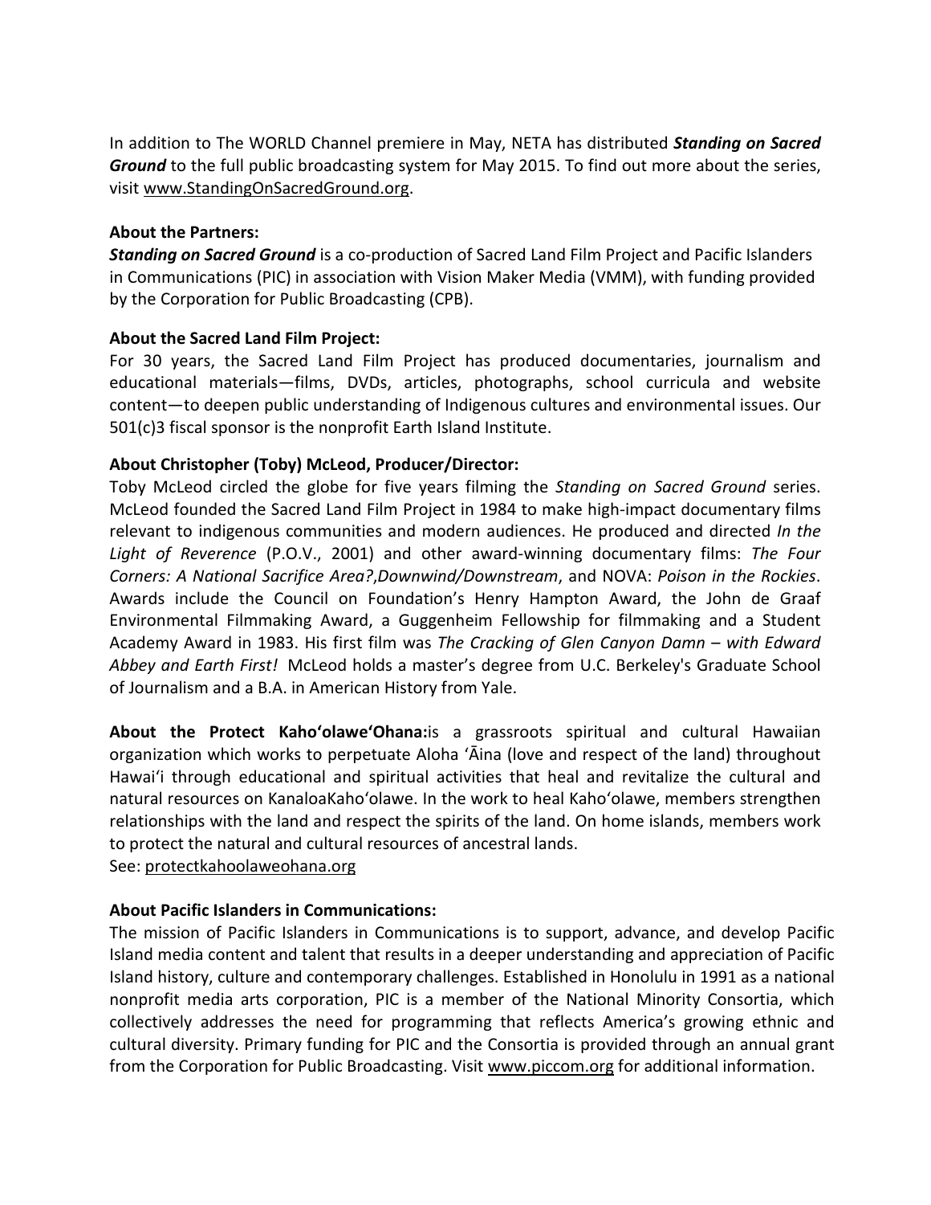In addition to The WORLD Channel premiere in May, NETA has distributed ***Standing on Sacred Ground*** to the full public broadcasting system for May 2015. To find out more about the series, visit www.StandingOnSacredGround.org.

**About the Partners:**

***Standing on Sacred Ground*** is a co-production of Sacred Land Film Project and Pacific Islanders in Communications (PIC) in association with Vision Maker Media (VMM), with funding provided by the Corporation for Public Broadcasting (CPB).

**About the Sacred Land Film Project:**

For 30 years, the Sacred Land Film Project has produced documentaries, journalism and educational materials—films, DVDs, articles, photographs, school curricula and website content—to deepen public understanding of Indigenous cultures and environmental issues. Our 501(c)3 fiscal sponsor is the nonprofit Earth Island Institute.

**About Christopher (Toby) McLeod, Producer/Director:**

Toby McLeod circled the globe for five years filming the *Standing on Sacred Ground* series. McLeod founded the Sacred Land Film Project in 1984 to make high-impact documentary films relevant to indigenous communities and modern audiences. He produced and directed *In the Light of Reverence* (P.O.V., 2001) and other award-winning documentary films: *The Four Corners: A National Sacrifice Area?*,*Downwind/Downstream*, and NOVA: *Poison in the Rockies*. Awards include the Council on Foundation's Henry Hampton Award, the John de Graaf Environmental Filmmaking Award, a Guggenheim Fellowship for filmmaking and a Student Academy Award in 1983. His first film was *The Cracking of Glen Canyon Damn – with Edward Abbey and Earth First!* McLeod holds a master's degree from U.C. Berkeley's Graduate School of Journalism and a B.A. in American History from Yale.

**About the Protect KahoʻolaweʻOhana:**is a grassroots spiritual and cultural Hawaiian organization which works to perpetuate Aloha ʻĀina (love and respect of the land) throughout Hawaiʻi through educational and spiritual activities that heal and revitalize the cultural and natural resources on KanaloaKahoʻolawe. In the work to heal Kahoʻolawe, members strengthen relationships with the land and respect the spirits of the land. On home islands, members work to protect the natural and cultural resources of ancestral lands.
See: protectkahoolaweohana.org

**About Pacific Islanders in Communications:**

The mission of Pacific Islanders in Communications is to support, advance, and develop Pacific Island media content and talent that results in a deeper understanding and appreciation of Pacific Island history, culture and contemporary challenges. Established in Honolulu in 1991 as a national nonprofit media arts corporation, PIC is a member of the National Minority Consortia, which collectively addresses the need for programming that reflects America's growing ethnic and cultural diversity. Primary funding for PIC and the Consortia is provided through an annual grant from the Corporation for Public Broadcasting. Visit www.piccom.org for additional information.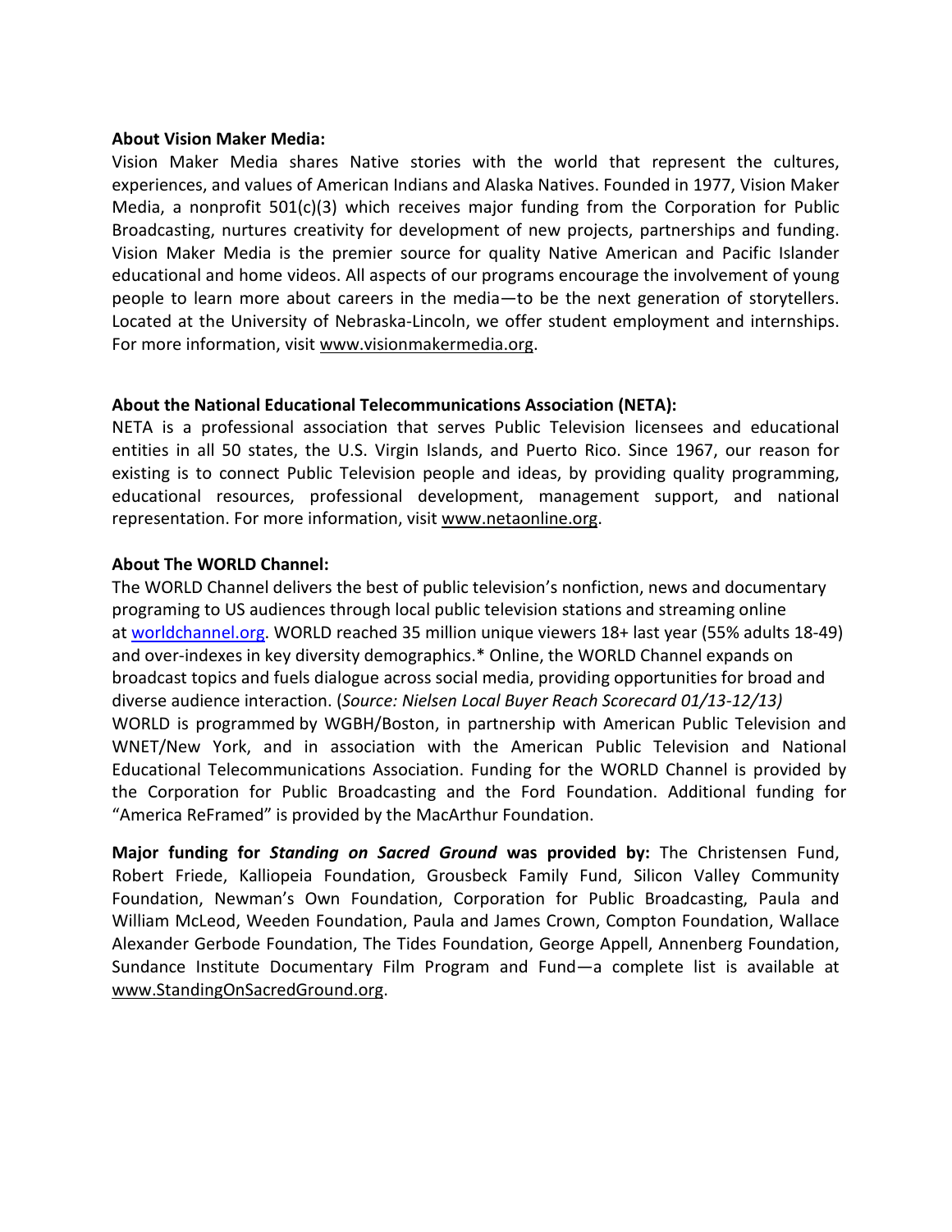**About Vision Maker Media:**
Vision Maker Media shares Native stories with the world that represent the cultures, experiences, and values of American Indians and Alaska Natives. Founded in 1977, Vision Maker Media, a nonprofit 501(c)(3) which receives major funding from the Corporation for Public Broadcasting, nurtures creativity for development of new projects, partnerships and funding. Vision Maker Media is the premier source for quality Native American and Pacific Islander educational and home videos. All aspects of our programs encourage the involvement of young people to learn more about careers in the media—to be the next generation of storytellers. Located at the University of Nebraska-Lincoln, we offer student employment and internships. For more information, visit www.visionmakermedia.org.

**About the National Educational Telecommunications Association (NETA):**
NETA is a professional association that serves Public Television licensees and educational entities in all 50 states, the U.S. Virgin Islands, and Puerto Rico. Since 1967, our reason for existing is to connect Public Television people and ideas, by providing quality programming, educational resources, professional development, management support, and national representation. For more information, visit www.netaonline.org.

**About The WORLD Channel:**
The WORLD Channel delivers the best of public television's nonfiction, news and documentary programing to US audiences through local public television stations and streaming online at worldchannel.org. WORLD reached 35 million unique viewers 18+ last year (55% adults 18-49) and over-indexes in key diversity demographics.* Online, the WORLD Channel expands on broadcast topics and fuels dialogue across social media, providing opportunities for broad and diverse audience interaction. (*Source: Nielsen Local Buyer Reach Scorecard 01/13-12/13)*
WORLD is programmed by WGBH/Boston, in partnership with American Public Television and WNET/New York, and in association with the American Public Television and National Educational Telecommunications Association. Funding for the WORLD Channel is provided by the Corporation for Public Broadcasting and the Ford Foundation. Additional funding for "America ReFramed" is provided by the MacArthur Foundation.

**Major funding for *Standing on Sacred Ground* was provided by:** The Christensen Fund, Robert Friede, Kalliopeia Foundation, Grousbeck Family Fund, Silicon Valley Community Foundation, Newman's Own Foundation, Corporation for Public Broadcasting, Paula and William McLeod, Weeden Foundation, Paula and James Crown, Compton Foundation, Wallace Alexander Gerbode Foundation, The Tides Foundation, George Appell, Annenberg Foundation, Sundance Institute Documentary Film Program and Fund—a complete list is available at www.StandingOnSacredGround.org.